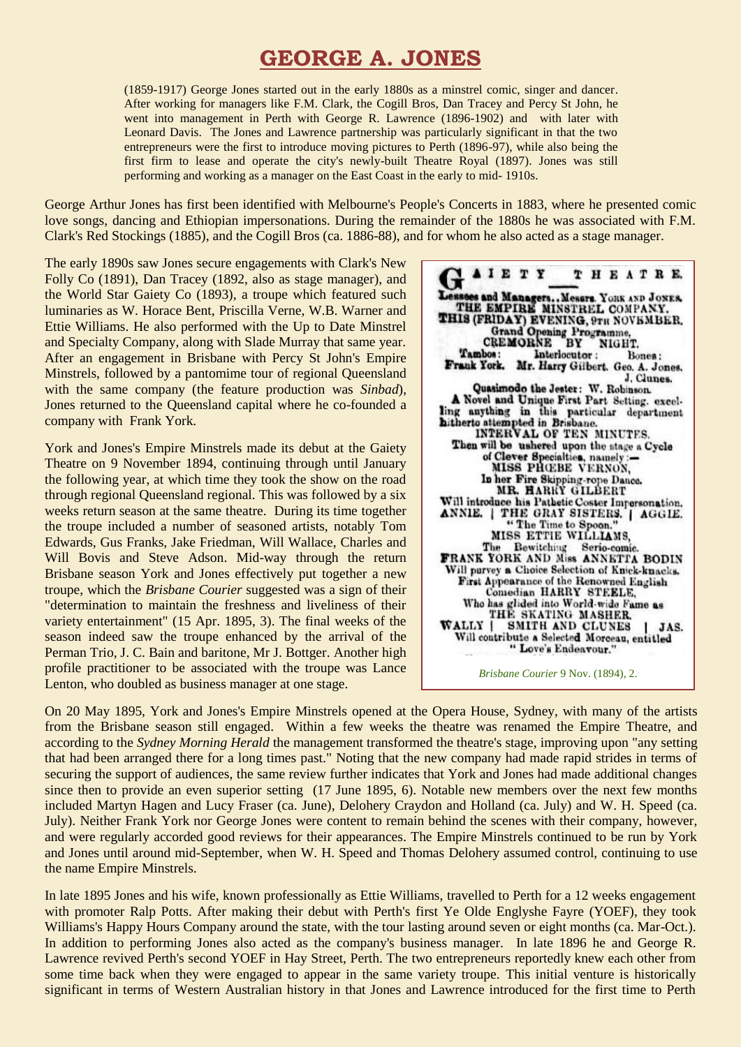# GEORGE A. JONES

(1859-1917) George Jones started out in the early 1880s as a minstrel comic, singer and dancer. After working for managers like F.M. Clark, the Cogill Bros, Dan Tracey and Percy St John, he went into management in Perth with George R. Lawrence (1896-1902) and with later with Leonard Davis. The Jones and Lawrence partnership was particularly significant in that the two entrepreneurs were the first to introduce moving pictures to Perth (1896-97), while also being the first firm to lease and operate the city's newly-built Theatre Royal (1897). Jones was still performing and working as a manager on the East Coast in the early to mid- 1910s.

George Arthur Jones has first been identified with Melbourne's People's Concerts in 1883, where he presented comic love songs, dancing and Ethiopian impersonations. During the remainder of the 1880s he was associated with F.M. Clark's Red Stockings (1885), and the Cogill Bros (ca. 1886-88), and for whom he also acted as a stage manager.

The early 1890s saw Jones secure engagements with Clark's New Folly Co (1891), Dan Tracey (1892, also as stage manager), and the World Star Gaiety Co (1893), a troupe which featured such luminaries as W. Horace Bent, Priscilla Verne, W.B. Warner and Ettie Williams. He also performed with the Up to Date Minstrel and Specialty Company, along with Slade Murray that same year. After an engagement in Brisbane with Percy St John's Empire Minstrels, followed by a pantomime tour of regional Queensland with the same company (the feature production was *Sinbad*), Jones returned to the Queensland capital where he co-founded a company with Frank York.

GAIETY THEATRE.
Lessees and Managers...Messrs. YORK AND JONES.
THE EMPIRE MINSTREL COMPANY.
THIS (FRIDAY) EVENING, 9TH NOVEMBER.
Grand Opening Programme,
CREMORNE BY NIGHT.
Tambos: Interlocutor: Bones:
Frank York. Mr. Harry Gilbert. Geo. A. Jones. J. Clunes.
Quasimodo the Jester: W. Robinson.
A Novel and Unique First Part Setting, excelling anything in this particular department hitherto attempted in Brisbane.
INTERVAL OF TEN MINUTES.
Then will be ushered upon the stage a Cycle of Clever Specialties, namely:—
MISS PHOEBE VERNON,
In her Fire Skipping-rope Dance.
MR. HARRY GILBERT
Will introduce his Pathetic Coster Impersonation.
ANNIE. | THE GRAY SISTERS. | AGGIE.
"The Time to Spoon."
MISS ETTIE WILLIAMS,
The Bewitching Serio-comic.
FRANK YORK AND Miss ANNETTA BODIN
Will purvey a Choice Selection of Knick-knacks.
First Appearance of the Renowned English Comedian HARRY STEELE,
Who has glided into World-wide Fame as
THE SKATING MASHER.
WALLY | SMITH AND CLUNES | JAS.
Will contribute a Selected Morceau, entitled
"Love's Endeavour."

*Brisbane Courier* 9 Nov. (1894), 2.

York and Jones's Empire Minstrels made its debut at the Gaiety Theatre on 9 November 1894, continuing through until January the following year, at which time they took the show on the road through regional Queensland regional. This was followed by a six weeks return season at the same theatre. During its time together the troupe included a number of seasoned artists, notably Tom Edwards, Gus Franks, Jake Friedman, Will Wallace, Charles and Will Bovis and Steve Adson. Mid-way through the return Brisbane season York and Jones effectively put together a new troupe, which the *Brisbane Courier* suggested was a sign of their "determination to maintain the freshness and liveliness of their variety entertainment" (15 Apr. 1895, 3). The final weeks of the season indeed saw the troupe enhanced by the arrival of the Perman Trio, J. C. Bain and baritone, Mr J. Bottger. Another high profile practitioner to be associated with the troupe was Lance Lenton, who doubled as business manager at one stage.

On 20 May 1895, York and Jones's Empire Minstrels opened at the Opera House, Sydney, with many of the artists from the Brisbane season still engaged. Within a few weeks the theatre was renamed the Empire Theatre, and according to the *Sydney Morning Herald* the management transformed the theatre's stage, improving upon "any setting that had been arranged there for a long times past." Noting that the new company had made rapid strides in terms of securing the support of audiences, the same review further indicates that York and Jones had made additional changes since then to provide an even superior setting (17 June 1895, 6). Notable new members over the next few months included Martyn Hagen and Lucy Fraser (ca. June), Delohery Craydon and Holland (ca. July) and W. H. Speed (ca. July). Neither Frank York nor George Jones were content to remain behind the scenes with their company, however, and were regularly accorded good reviews for their appearances. The Empire Minstrels continued to be run by York and Jones until around mid-September, when W. H. Speed and Thomas Delohery assumed control, continuing to use the name Empire Minstrels.

In late 1895 Jones and his wife, known professionally as Ettie Williams, travelled to Perth for a 12 weeks engagement with promoter Ralp Potts. After making their debut with Perth's first Ye Olde Englyshe Fayre (YOEF), they took Williams's Happy Hours Company around the state, with the tour lasting around seven or eight months (ca. Mar-Oct.). In addition to performing Jones also acted as the company's business manager. In late 1896 he and George R. Lawrence revived Perth's second YOEF in Hay Street, Perth. The two entrepreneurs reportedly knew each other from some time back when they were engaged to appear in the same variety troupe. This initial venture is historically significant in terms of Western Australian history in that Jones and Lawrence introduced for the first time to Perth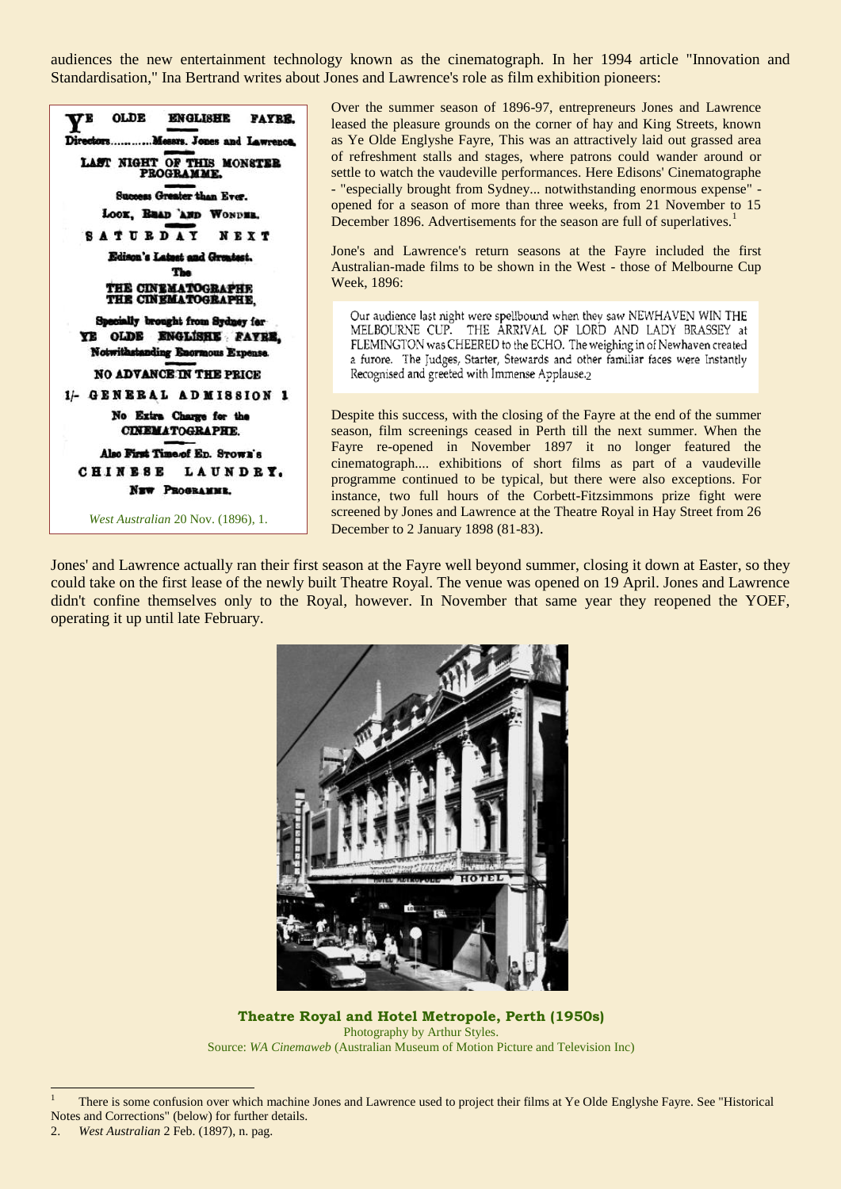audiences the new entertainment technology known as the cinematograph. In her 1994 article "Innovation and Standardisation," Ina Bertrand writes about Jones and Lawrence's role as film exhibition pioneers:

YE OLDE ENGLISHE FAYRE.
Directors............Messrs. Jones and Lawrence.
LAST NIGHT OF THIS MONSTER PROGRAMME.
Success Greater than Ever.
Look, Read and Wonder.
SATURDAY NEXT
Edison's Latest and Greatest.
The
THE CINEMATOGRAPHE
THE CINEMATOGRAPHE,
Specially brought from Sydney for
YE OLDE ENGLISHE FAYRE,
Notwithstanding Enormous Expense.
NO ADVANCE IN THE PRICE
1/- GENERAL ADMISSION 1
No Extra Charge for the CINEMATOGRAPHE.
Also First Time of Ed. Strow's
CHINESE LAUNDRY.
New Programme.

*West Australian* 20 Nov. (1896), 1.

> Over the summer season of 1896-97, entrepreneurs Jones and Lawrence leased the pleasure grounds on the corner of hay and King Streets, known as Ye Olde Englyshe Fayre, This was an attractively laid out grassed area of refreshment stalls and stages, where patrons could wander around or settle to watch the vaudeville performances. Here Edisons' Cinematographe - "especially brought from Sydney... notwithstanding enormous expense" - opened for a season of more than three weeks, from 21 November to 15 December 1896. Advertisements for the season are full of superlatives.[1]
>
> Jone's and Lawrence's return seasons at the Fayre included the first Australian-made films to be shown in the West - those of Melbourne Cup Week, 1896:
>
> > Our audience last night were spellbound when they saw NEWHAVEN WIN THE MELBOURNE CUP. THE ARRIVAL OF LORD AND LADY BRASSEY at FLEMINGTON was CHEERED to the ECHO. The weighing in of Newhaven created a furore. The Judges, Starter, Stewards and other familiar faces were Instantly Recognised and greeted with Immense Applause.[2]
>
> Despite this success, with the closing of the Fayre at the end of the summer season, film screenings ceased in Perth till the next summer. When the Fayre re-opened in November 1897 it no longer featured the cinematograph.... exhibitions of short films as part of a vaudeville programme continued to be typical, but there were also exceptions. For instance, two full hours of the Corbett-Fitzsimmons prize fight were screened by Jones and Lawrence at the Theatre Royal in Hay Street from 26 December to 2 January 1898 (81-83).

Jones' and Lawrence actually ran their first season at the Fayre well beyond summer, closing it down at Easter, so they could take on the first lease of the newly built Theatre Royal. The venue was opened on 19 April. Jones and Lawrence didn't confine themselves only to the Royal, however. In November that same year they reopened the YOEF, operating it up until late February.

**Theatre Royal and Hotel Metropole, Perth (1950s)**
Photography by Arthur Styles.
Source: *WA Cinemaweb* (Australian Museum of Motion Picture and Television Inc)

[1] There is some confusion over which machine Jones and Lawrence used to project their films at Ye Olde Englyshe Fayre. See "Historical Notes and Corrections" (below) for further details.

2. *West Australian* 2 Feb. (1897), n. pag.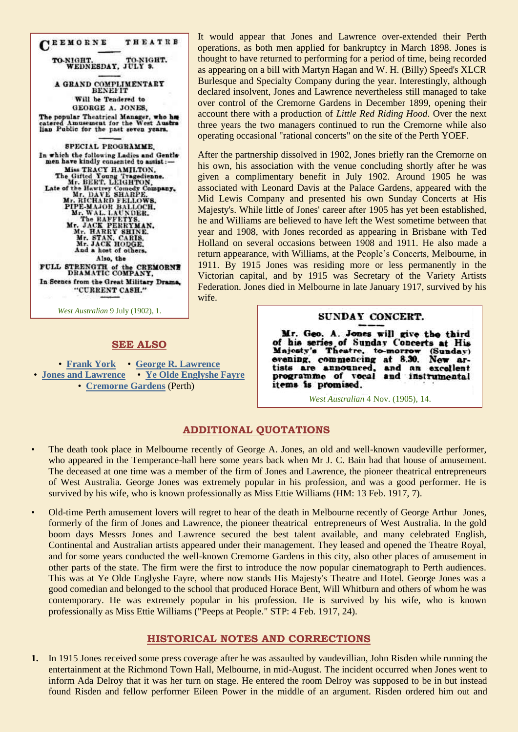CREMORNE THEATRE

TO-NIGHT. TO-NIGHT.
WEDNESDAY, JULY 9.

A GRAND COMPLIMENTARY BENEFIT
Will be Tendered to
GEORGE A. JONES,
The popular Theatrical Manager, who has catered Amusement for the West Australian Public for the past seven years.

SPECIAL PROGRAMME,
In which the following Ladies and Gentlemen have kindly consented to assist:—
Miss TRACY HAMILTON,
The Gifted Young Tragedienne.
Mr. BERT. LEIGHTON,
Late of the Hawtrey Comedy Company.
Mr. DAVE SHARPE.
Mr. RICHARD FELLOWS.
PIPE-MAJOR BALLOCH.
Mr. WAL. LAUNDER.
The RAFFETYS.
Mr. JACK PERRYMAN.
Mr. HARRY SHINE.
Mr. STAN. CARIS.
Mr. JACK HODGE.
And a host of others.
Also, the
FULL STRENGTH of the CREMORNE DRAMATIC COMPANY,
In Scenes from the Great Military Drama,
"CURRENT CASH."

*West Australian* 9 July (1902), 1.

It would appear that Jones and Lawrence over-extended their Perth operations, as both men applied for bankruptcy in March 1898. Jones is thought to have returned to performing for a period of time, being recorded as appearing on a bill with Martyn Hagan and W. H. (Billy) Speed's XLCR Burlesque and Specialty Company during the year. Interestingly, although declared insolvent, Jones and Lawrence nevertheless still managed to take over control of the Cremorne Gardens in December 1899, opening their account there with a production of *Little Red Riding Hood*. Over the next three years the two managers continued to run the Cremorne while also operating occasional "rational concerts" on the site of the Perth YOEF.

After the partnership dissolved in 1902, Jones briefly ran the Cremorne on his own, his association with the venue concluding shortly after he was given a complimentary benefit in July 1902. Around 1905 he was associated with Leonard Davis at the Palace Gardens, appeared with the Mid Lewis Company and presented his own Sunday Concerts at His Majesty's. While little of Jones' career after 1905 has yet been established, he and Williams are believed to have left the West sometime between that year and 1908, with Jones recorded as appearing in Brisbane with Ted Holland on several occasions between 1908 and 1911. He also made a return appearance, with Williams, at the People's Concerts, Melbourne, in 1911. By 1915 Jones was residing more or less permanently in the Victorian capital, and by 1915 was Secretary of the Variety Artists Federation. Jones died in Melbourne in late January 1917, survived by his wife.

SUNDAY CONCERT.

Mr. Geo. A. Jones will give the third of his series of Sunday Concerts at His Majesty's Theatre, to-morrow (Sunday) evening, commencing at 8.30. New artists are announced, and an excellent programme of vocal and instrumental items is promised.

*West Australian* 4 Nov. (1905), 14.

## SEE ALSO

- Frank York
- George R. Lawrence
- Jones and Lawrence
- Ye Olde Englyshe Fayre
- Cremorne Gardens (Perth)

## ADDITIONAL QUOTATIONS

- The death took place in Melbourne recently of George A. Jones, an old and well-known vaudeville performer, who appeared in the Temperance-hall here some years back when Mr J. C. Bain had that house of amusement. The deceased at one time was a member of the firm of Jones and Lawrence, the pioneer theatrical entrepreneurs of West Australia. George Jones was extremely popular in his profession, and was a good performer. He is survived by his wife, who is known professionally as Miss Ettie Williams (HM: 13 Feb. 1917, 7).
- Old-time Perth amusement lovers will regret to hear of the death in Melbourne recently of George Arthur Jones, formerly of the firm of Jones and Lawrence, the pioneer theatrical entrepreneurs of West Australia. In the gold boom days Messrs Jones and Lawrence secured the best talent available, and many celebrated English, Continental and Australian artists appeared under their management. They leased and opened the Theatre Royal, and for some years conducted the well-known Cremorne Gardens in this city, also other places of amusement in other parts of the state. The firm were the first to introduce the now popular cinematograph to Perth audiences. This was at Ye Olde Englyshe Fayre, where now stands His Majesty's Theatre and Hotel. George Jones was a good comedian and belonged to the school that produced Horace Bent, Will Whitburn and others of whom he was contemporary. He was extremely popular in his profession. He is survived by his wife, who is known professionally as Miss Ettie Williams ("Peeps at People." STP: 4 Feb. 1917, 24).

## HISTORICAL NOTES AND CORRECTIONS

1. In 1915 Jones received some press coverage after he was assaulted by vaudevillian, John Risden while running the entertainment at the Richmond Town Hall, Melbourne, in mid-August. The incident occurred when Jones went to inform Ada Delroy that it was her turn on stage. He entered the room Delroy was supposed to be in but instead found Risden and fellow performer Eileen Power in the middle of an argument. Risden ordered him out and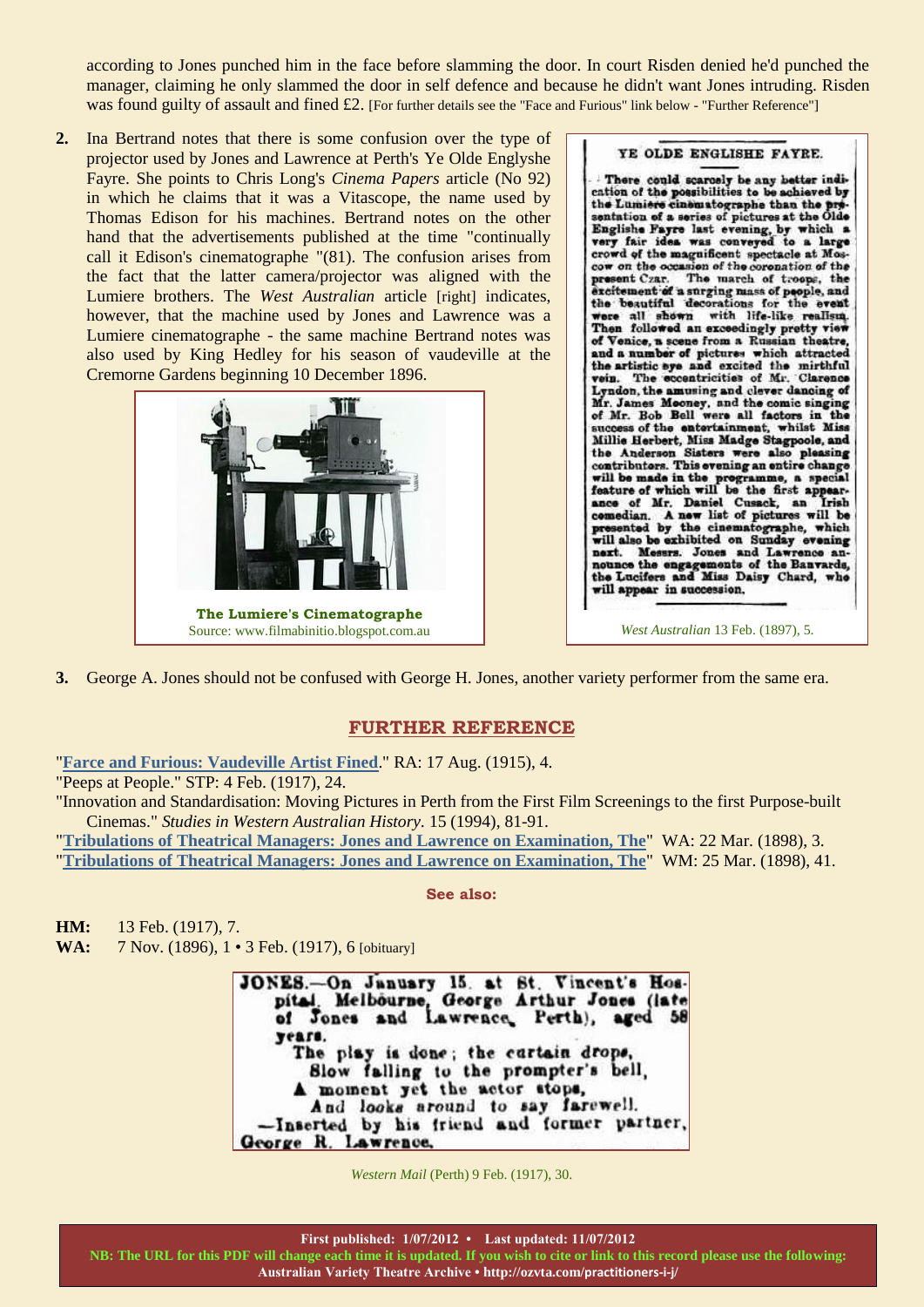according to Jones punched him in the face before slamming the door. In court Risden denied he'd punched the manager, claiming he only slammed the door in self defence and because he didn't want Jones intruding. Risden was found guilty of assault and fined £2. [For further details see the "Face and Furious" link below - "Further Reference"]

2. Ina Bertrand notes that there is some confusion over the type of projector used by Jones and Lawrence at Perth's Ye Olde Englyshe Fayre. She points to Chris Long's *Cinema Papers* article (No 92) in which he claims that it was a Vitascope, the name used by Thomas Edison for his machines. Bertrand notes on the other hand that the advertisements published at the time "continually call it Edison's cinematographe "(81). The confusion arises from the fact that the latter camera/projector was aligned with the Lumiere brothers. The *West Australian* article [right] indicates, however, that the machine used by Jones and Lawrence was a Lumiere cinematographe - the same machine Bertrand notes was also used by King Hedley for his season of vaudeville at the Cremorne Gardens beginning 10 December 1896.

**The Lumiere's Cinematographe**
Source: www.filmabinitio.blogspot.com.au

**YE OLDE ENGLISHE FAYRE.**

There could scarcely be any better indication of the possibilities to be achieved by the Lumiere cinematographe than the presentation of a series of pictures at the Olde Englishe Fayre last evening, by which a very fair idea was conveyed to a large crowd of the magnificent spectacle at Moscow on the occasion of the coronation of the present Czar. The march of troops, the excitement of a surging mass of people, and the beautiful decorations for the event were all shown with life-like realism. Then followed an exceedingly pretty view of Venice, a scene from a Russian theatre, and a number of pictures which attracted the artistic eye and excited the mirthful vein. The eccentricities of Mr. Clarence Lyndon, the amusing and clever dancing of Mr. James Mooney, and the comic singing of Mr. Bob Bell were all factors in the success of the entertainment, whilst Miss Millie Herbert, Miss Madge Stagpoole, and the Anderson Sisters were also pleasing contributors. This evening an entire change will be made in the programme, a special feature of which will be the first appearance of Mr. Daniel Cusack, an Irish comedian. A new list of pictures will be presented by the cinematographe, which will also be exhibited on Sunday evening next. Messrs. Jones and Lawrence announce the engagements of the Banvards, the Lucifers and Miss Daisy Chard, who will appear in succession.

*West Australian* 13 Feb. (1897), 5.

3. George A. Jones should not be confused with George H. Jones, another variety performer from the same era.

## FURTHER REFERENCE

"Farce and Furious: Vaudeville Artist Fined." RA: 17 Aug. (1915), 4.
"Peeps at People." STP: 4 Feb. (1917), 24.
"Innovation and Standardisation: Moving Pictures in Perth from the First Film Screenings to the first Purpose-built Cinemas." *Studies in Western Australian History*. 15 (1994), 81-91.
"Tribulations of Theatrical Managers: Jones and Lawrence on Examination, The" WA: 22 Mar. (1898), 3.
"Tribulations of Theatrical Managers: Jones and Lawrence on Examination, The" WM: 25 Mar. (1898), 41.

**See also:**

**HM:** 13 Feb. (1917), 7.
**WA:** 7 Nov. (1896), 1 • 3 Feb. (1917), 6 [obituary]

JONES.—On January 15, at St. Vincent's Hospital, Melbourne, George Arthur Jones (late of Jones and Lawrence, Perth), aged 58 years.
The play is done; the curtain drops,
Slow falling to the prompter's bell,
A moment yet the actor stops,
And looks around to say farewell.
—Inserted by his friend and former partner, George R. Lawrence.

*Western Mail* (Perth) 9 Feb. (1917), 30.

**First published: 1/07/2012 • Last updated: 11/07/2012**
**NB: The URL for this PDF will change each time it is updated. If you wish to cite or link to this record please use the following: Australian Variety Theatre Archive • http://ozvta.com/practitioners-i-j/**